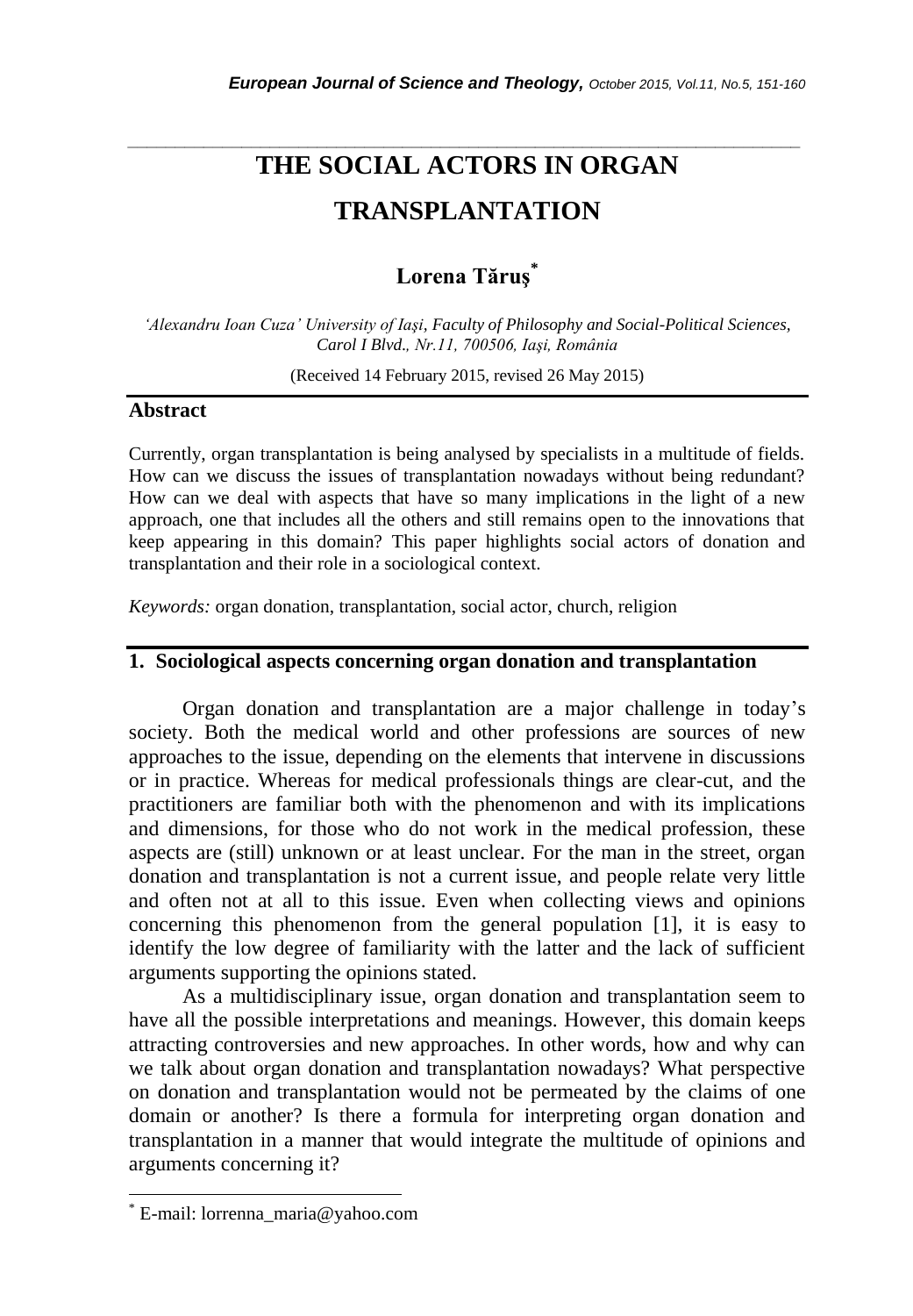# THE SOCIAL ACTORS IN ORGAN TRANSPLANTATION

**Lorena Tăruş***

*'Alexandru Ioan Cuza' University of Iaşi, Faculty of Philosophy and Social-Political Sciences, Carol I Blvd., Nr.11, 700506, Iaşi, România*

(Received 14 February 2015, revised 26 May 2015)

## Abstract

Currently, organ transplantation is being analysed by specialists in a multitude of fields. How can we discuss the issues of transplantation nowadays without being redundant? How can we deal with aspects that have so many implications in the light of a new approach, one that includes all the others and still remains open to the innovations that keep appearing in this domain? This paper highlights social actors of donation and transplantation and their role in a sociological context.

*Keywords:* organ donation, transplantation, social actor, church, religion

## 1. Sociological aspects concerning organ donation and transplantation

Organ donation and transplantation are a major challenge in today's society. Both the medical world and other professions are sources of new approaches to the issue, depending on the elements that intervene in discussions or in practice. Whereas for medical professionals things are clear-cut, and the practitioners are familiar both with the phenomenon and with its implications and dimensions, for those who do not work in the medical profession, these aspects are (still) unknown or at least unclear. For the man in the street, organ donation and transplantation is not a current issue, and people relate very little and often not at all to this issue. Even when collecting views and opinions concerning this phenomenon from the general population [1], it is easy to identify the low degree of familiarity with the latter and the lack of sufficient arguments supporting the opinions stated.

As a multidisciplinary issue, organ donation and transplantation seem to have all the possible interpretations and meanings. However, this domain keeps attracting controversies and new approaches. In other words, how and why can we talk about organ donation and transplantation nowadays? What perspective on donation and transplantation would not be permeated by the claims of one domain or another? Is there a formula for interpreting organ donation and transplantation in a manner that would integrate the multitude of opinions and arguments concerning it?

---

* E-mail: lorrenna_maria@yahoo.com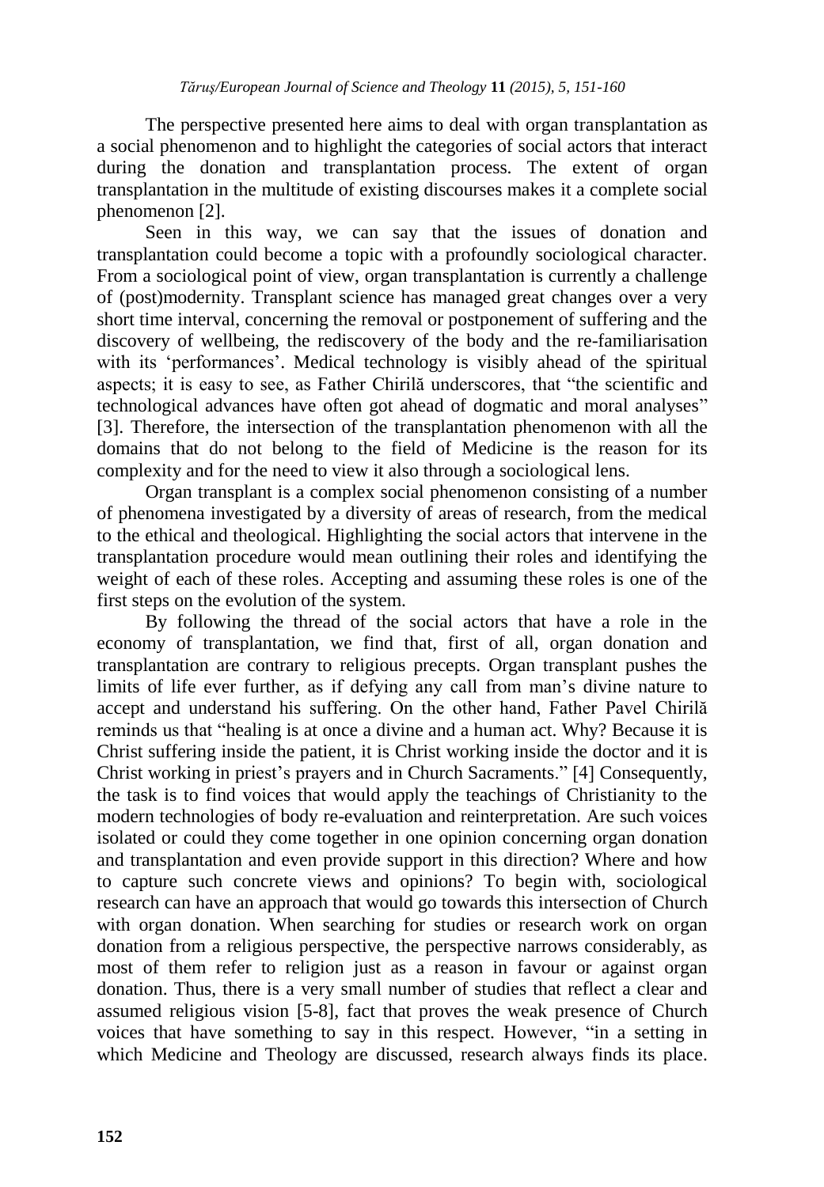The perspective presented here aims to deal with organ transplantation as a social phenomenon and to highlight the categories of social actors that interact during the donation and transplantation process. The extent of organ transplantation in the multitude of existing discourses makes it a complete social phenomenon [2].

Seen in this way, we can say that the issues of donation and transplantation could become a topic with a profoundly sociological character. From a sociological point of view, organ transplantation is currently a challenge of (post)modernity. Transplant science has managed great changes over a very short time interval, concerning the removal or postponement of suffering and the discovery of wellbeing, the rediscovery of the body and the re-familiarisation with its 'performances'. Medical technology is visibly ahead of the spiritual aspects; it is easy to see, as Father Chirilă underscores, that "the scientific and technological advances have often got ahead of dogmatic and moral analyses" [3]. Therefore, the intersection of the transplantation phenomenon with all the domains that do not belong to the field of Medicine is the reason for its complexity and for the need to view it also through a sociological lens.

Organ transplant is a complex social phenomenon consisting of a number of phenomena investigated by a diversity of areas of research, from the medical to the ethical and theological. Highlighting the social actors that intervene in the transplantation procedure would mean outlining their roles and identifying the weight of each of these roles. Accepting and assuming these roles is one of the first steps on the evolution of the system.

By following the thread of the social actors that have a role in the economy of transplantation, we find that, first of all, organ donation and transplantation are contrary to religious precepts. Organ transplant pushes the limits of life ever further, as if defying any call from man's divine nature to accept and understand his suffering. On the other hand, Father Pavel Chirilă reminds us that "healing is at once a divine and a human act. Why? Because it is Christ suffering inside the patient, it is Christ working inside the doctor and it is Christ working in priest's prayers and in Church Sacraments." [4] Consequently, the task is to find voices that would apply the teachings of Christianity to the modern technologies of body re-evaluation and reinterpretation. Are such voices isolated or could they come together in one opinion concerning organ donation and transplantation and even provide support in this direction? Where and how to capture such concrete views and opinions? To begin with, sociological research can have an approach that would go towards this intersection of Church with organ donation. When searching for studies or research work on organ donation from a religious perspective, the perspective narrows considerably, as most of them refer to religion just as a reason in favour or against organ donation. Thus, there is a very small number of studies that reflect a clear and assumed religious vision [5-8], fact that proves the weak presence of Church voices that have something to say in this respect. However, "in a setting in which Medicine and Theology are discussed, research always finds its place.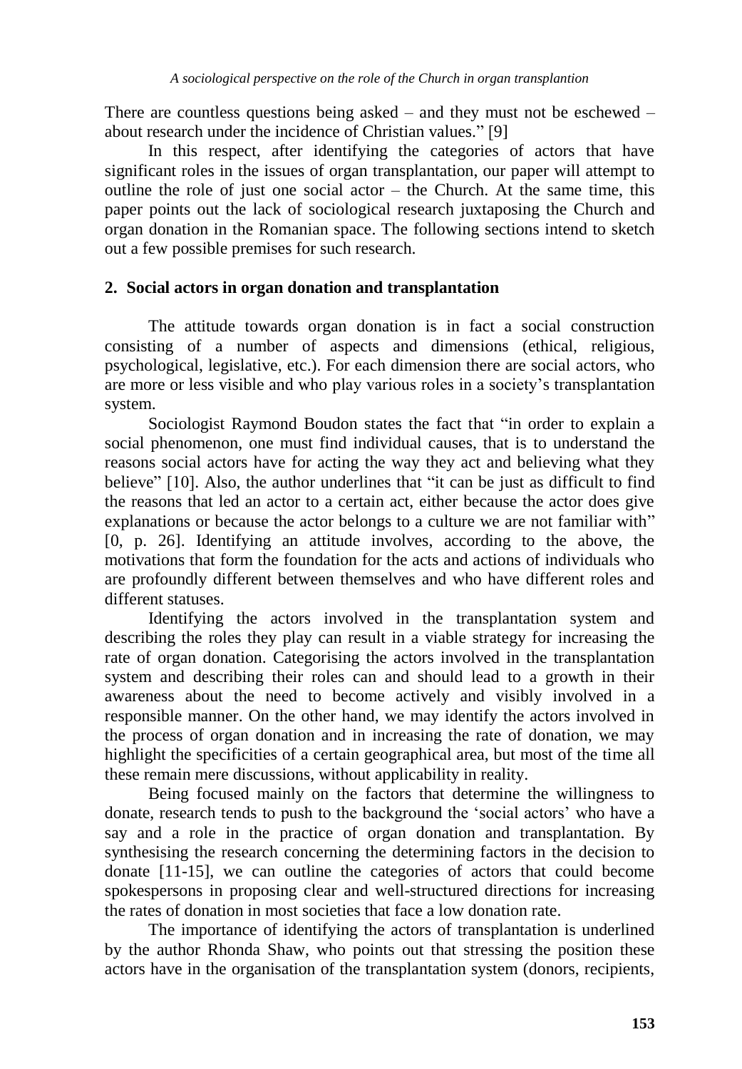There are countless questions being asked – and they must not be eschewed – about research under the incidence of Christian values." [9]

In this respect, after identifying the categories of actors that have significant roles in the issues of organ transplantation, our paper will attempt to outline the role of just one social actor – the Church. At the same time, this paper points out the lack of sociological research juxtaposing the Church and organ donation in the Romanian space. The following sections intend to sketch out a few possible premises for such research.

## 2. Social actors in organ donation and transplantation

The attitude towards organ donation is in fact a social construction consisting of a number of aspects and dimensions (ethical, religious, psychological, legislative, etc.). For each dimension there are social actors, who are more or less visible and who play various roles in a society's transplantation system.

Sociologist Raymond Boudon states the fact that "in order to explain a social phenomenon, one must find individual causes, that is to understand the reasons social actors have for acting the way they act and believing what they believe" [10]. Also, the author underlines that "it can be just as difficult to find the reasons that led an actor to a certain act, either because the actor does give explanations or because the actor belongs to a culture we are not familiar with" [0, p. 26]. Identifying an attitude involves, according to the above, the motivations that form the foundation for the acts and actions of individuals who are profoundly different between themselves and who have different roles and different statuses.

Identifying the actors involved in the transplantation system and describing the roles they play can result in a viable strategy for increasing the rate of organ donation. Categorising the actors involved in the transplantation system and describing their roles can and should lead to a growth in their awareness about the need to become actively and visibly involved in a responsible manner. On the other hand, we may identify the actors involved in the process of organ donation and in increasing the rate of donation, we may highlight the specificities of a certain geographical area, but most of the time all these remain mere discussions, without applicability in reality.

Being focused mainly on the factors that determine the willingness to donate, research tends to push to the background the 'social actors' who have a say and a role in the practice of organ donation and transplantation. By synthesising the research concerning the determining factors in the decision to donate [11-15], we can outline the categories of actors that could become spokespersons in proposing clear and well-structured directions for increasing the rates of donation in most societies that face a low donation rate.

The importance of identifying the actors of transplantation is underlined by the author Rhonda Shaw, who points out that stressing the position these actors have in the organisation of the transplantation system (donors, recipients,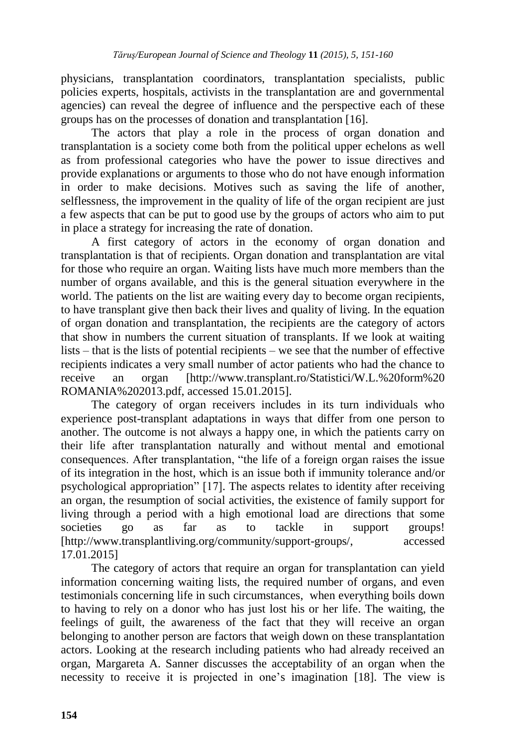physicians, transplantation coordinators, transplantation specialists, public policies experts, hospitals, activists in the transplantation are and governmental agencies) can reveal the degree of influence and the perspective each of these groups has on the processes of donation and transplantation [16].

The actors that play a role in the process of organ donation and transplantation is a society come both from the political upper echelons as well as from professional categories who have the power to issue directives and provide explanations or arguments to those who do not have enough information in order to make decisions. Motives such as saving the life of another, selflessness, the improvement in the quality of life of the organ recipient are just a few aspects that can be put to good use by the groups of actors who aim to put in place a strategy for increasing the rate of donation.

A first category of actors in the economy of organ donation and transplantation is that of recipients. Organ donation and transplantation are vital for those who require an organ. Waiting lists have much more members than the number of organs available, and this is the general situation everywhere in the world. The patients on the list are waiting every day to become organ recipients, to have transplant give then back their lives and quality of living. In the equation of organ donation and transplantation, the recipients are the category of actors that show in numbers the current situation of transplants. If we look at waiting lists – that is the lists of potential recipients – we see that the number of effective recipients indicates a very small number of actor patients who had the chance to receive an organ [http://www.transplant.ro/Statistici/W.L.%20form%20 ROMANIA%202013.pdf, accessed 15.01.2015].

The category of organ receivers includes in its turn individuals who experience post-transplant adaptations in ways that differ from one person to another. The outcome is not always a happy one, in which the patients carry on their life after transplantation naturally and without mental and emotional consequences. After transplantation, "the life of a foreign organ raises the issue of its integration in the host, which is an issue both if immunity tolerance and/or psychological appropriation" [17]. The aspects relates to identity after receiving an organ, the resumption of social activities, the existence of family support for living through a period with a high emotional load are directions that some societies go as far as to tackle in support groups! [http://www.transplantliving.org/community/support-groups/, accessed 17.01.2015]

The category of actors that require an organ for transplantation can yield information concerning waiting lists, the required number of organs, and even testimonials concerning life in such circumstances, when everything boils down to having to rely on a donor who has just lost his or her life. The waiting, the feelings of guilt, the awareness of the fact that they will receive an organ belonging to another person are factors that weigh down on these transplantation actors. Looking at the research including patients who had already received an organ, Margareta A. Sanner discusses the acceptability of an organ when the necessity to receive it is projected in one's imagination [18]. The view is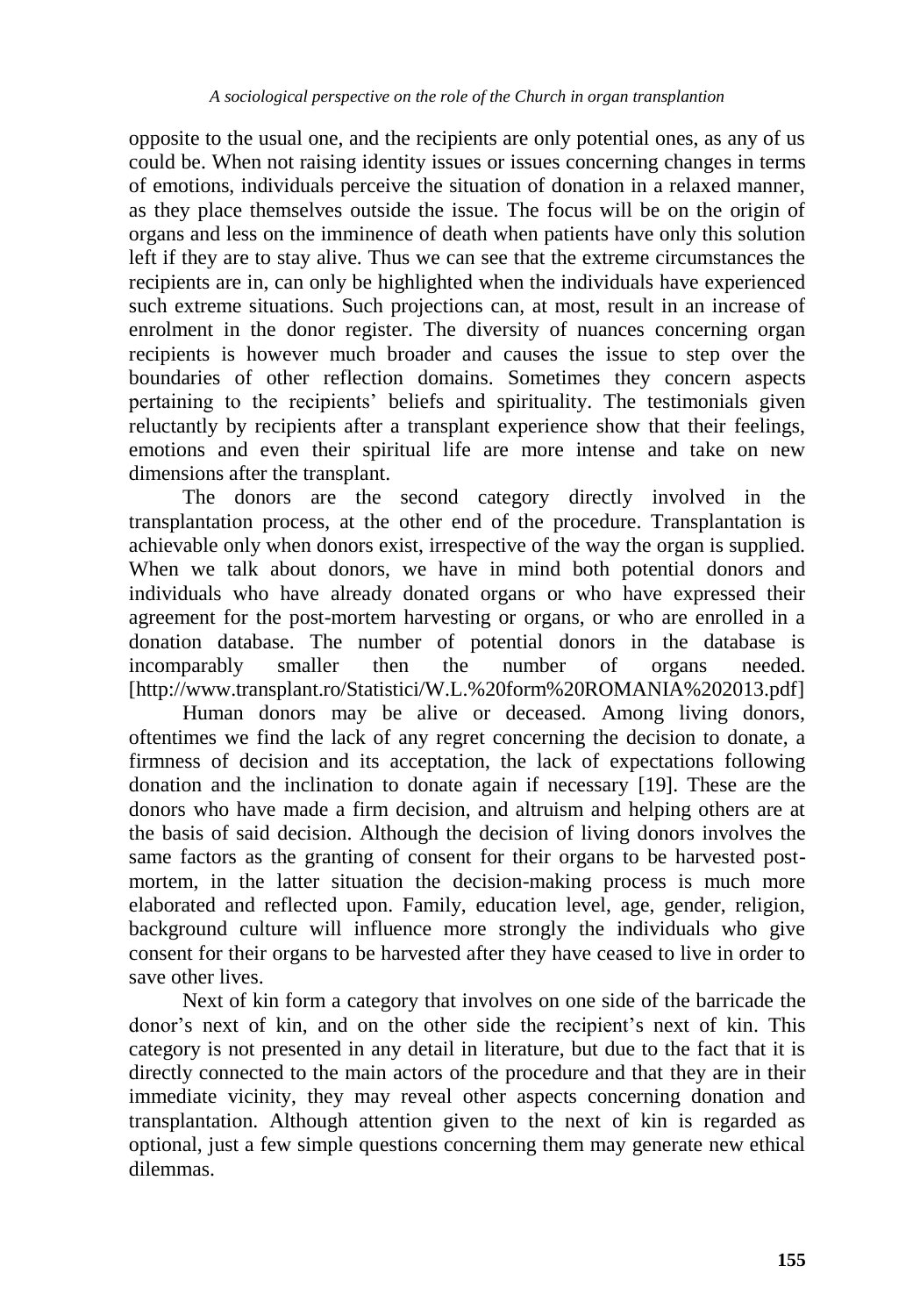opposite to the usual one, and the recipients are only potential ones, as any of us could be. When not raising identity issues or issues concerning changes in terms of emotions, individuals perceive the situation of donation in a relaxed manner, as they place themselves outside the issue. The focus will be on the origin of organs and less on the imminence of death when patients have only this solution left if they are to stay alive. Thus we can see that the extreme circumstances the recipients are in, can only be highlighted when the individuals have experienced such extreme situations. Such projections can, at most, result in an increase of enrolment in the donor register. The diversity of nuances concerning organ recipients is however much broader and causes the issue to step over the boundaries of other reflection domains. Sometimes they concern aspects pertaining to the recipients' beliefs and spirituality. The testimonials given reluctantly by recipients after a transplant experience show that their feelings, emotions and even their spiritual life are more intense and take on new dimensions after the transplant.

The donors are the second category directly involved in the transplantation process, at the other end of the procedure. Transplantation is achievable only when donors exist, irrespective of the way the organ is supplied. When we talk about donors, we have in mind both potential donors and individuals who have already donated organs or who have expressed their agreement for the post-mortem harvesting or organs, or who are enrolled in a donation database. The number of potential donors in the database is incomparably smaller then the number of organs needed. [http://www.transplant.ro/Statistici/W.L.%20form%20ROMANIA%202013.pdf]

Human donors may be alive or deceased. Among living donors, oftentimes we find the lack of any regret concerning the decision to donate, a firmness of decision and its acceptation, the lack of expectations following donation and the inclination to donate again if necessary [19]. These are the donors who have made a firm decision, and altruism and helping others are at the basis of said decision. Although the decision of living donors involves the same factors as the granting of consent for their organs to be harvested post-mortem, in the latter situation the decision-making process is much more elaborated and reflected upon. Family, education level, age, gender, religion, background culture will influence more strongly the individuals who give consent for their organs to be harvested after they have ceased to live in order to save other lives.

Next of kin form a category that involves on one side of the barricade the donor's next of kin, and on the other side the recipient's next of kin. This category is not presented in any detail in literature, but due to the fact that it is directly connected to the main actors of the procedure and that they are in their immediate vicinity, they may reveal other aspects concerning donation and transplantation. Although attention given to the next of kin is regarded as optional, just a few simple questions concerning them may generate new ethical dilemmas.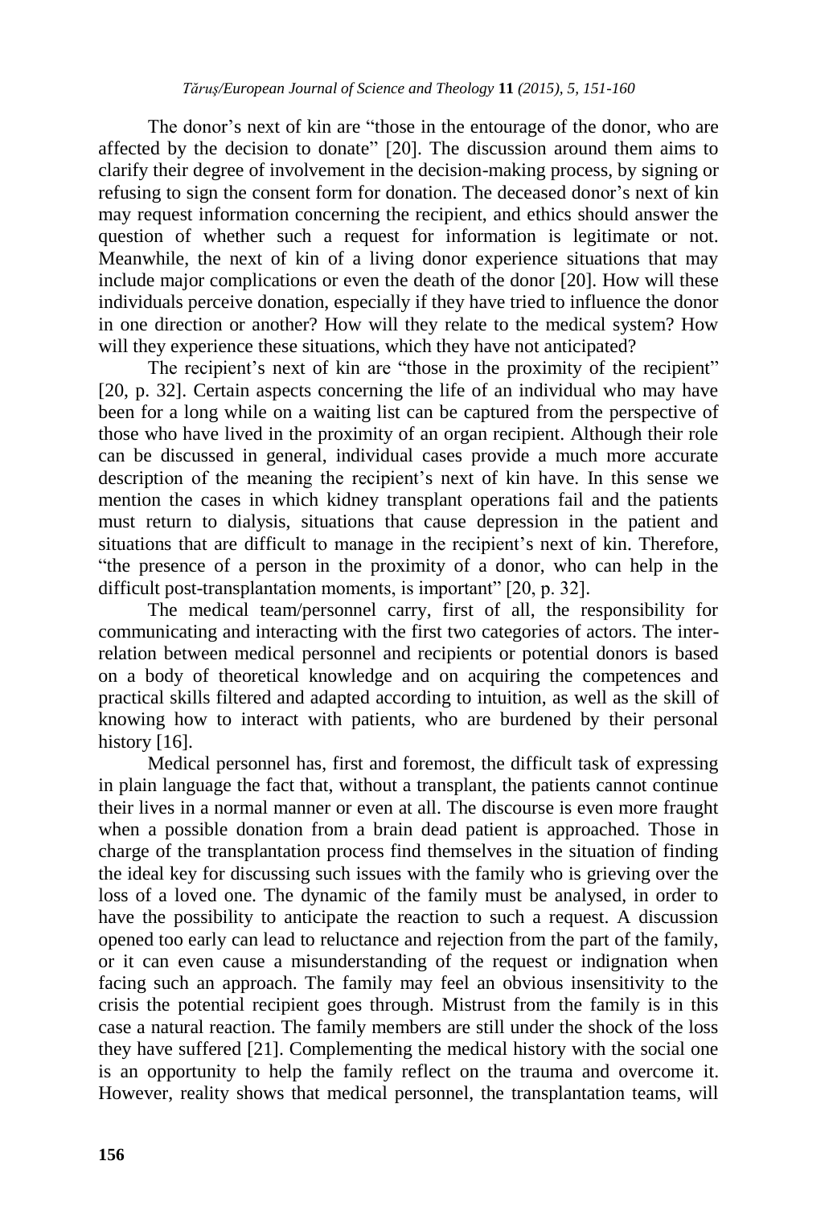The donor's next of kin are "those in the entourage of the donor, who are affected by the decision to donate" [20]. The discussion around them aims to clarify their degree of involvement in the decision-making process, by signing or refusing to sign the consent form for donation. The deceased donor's next of kin may request information concerning the recipient, and ethics should answer the question of whether such a request for information is legitimate or not. Meanwhile, the next of kin of a living donor experience situations that may include major complications or even the death of the donor [20]. How will these individuals perceive donation, especially if they have tried to influence the donor in one direction or another? How will they relate to the medical system? How will they experience these situations, which they have not anticipated?

The recipient's next of kin are "those in the proximity of the recipient" [20, p. 32]. Certain aspects concerning the life of an individual who may have been for a long while on a waiting list can be captured from the perspective of those who have lived in the proximity of an organ recipient. Although their role can be discussed in general, individual cases provide a much more accurate description of the meaning the recipient's next of kin have. In this sense we mention the cases in which kidney transplant operations fail and the patients must return to dialysis, situations that cause depression in the patient and situations that are difficult to manage in the recipient's next of kin. Therefore, "the presence of a person in the proximity of a donor, who can help in the difficult post-transplantation moments, is important" [20, p. 32].

The medical team/personnel carry, first of all, the responsibility for communicating and interacting with the first two categories of actors. The inter-relation between medical personnel and recipients or potential donors is based on a body of theoretical knowledge and on acquiring the competences and practical skills filtered and adapted according to intuition, as well as the skill of knowing how to interact with patients, who are burdened by their personal history [16].

Medical personnel has, first and foremost, the difficult task of expressing in plain language the fact that, without a transplant, the patients cannot continue their lives in a normal manner or even at all. The discourse is even more fraught when a possible donation from a brain dead patient is approached. Those in charge of the transplantation process find themselves in the situation of finding the ideal key for discussing such issues with the family who is grieving over the loss of a loved one. The dynamic of the family must be analysed, in order to have the possibility to anticipate the reaction to such a request. A discussion opened too early can lead to reluctance and rejection from the part of the family, or it can even cause a misunderstanding of the request or indignation when facing such an approach. The family may feel an obvious insensitivity to the crisis the potential recipient goes through. Mistrust from the family is in this case a natural reaction. The family members are still under the shock of the loss they have suffered [21]. Complementing the medical history with the social one is an opportunity to help the family reflect on the trauma and overcome it. However, reality shows that medical personnel, the transplantation teams, will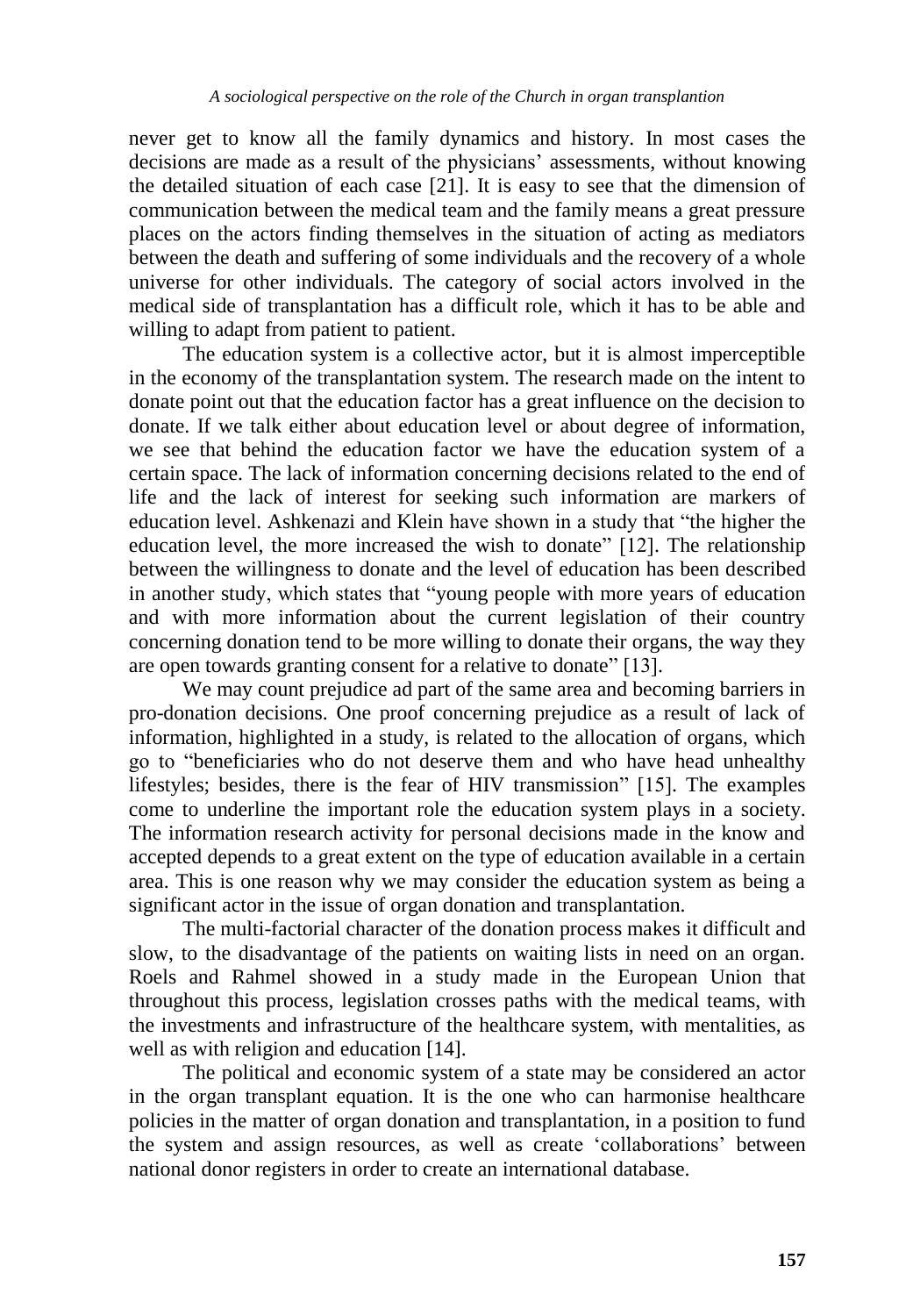never get to know all the family dynamics and history. In most cases the decisions are made as a result of the physicians' assessments, without knowing the detailed situation of each case [21]. It is easy to see that the dimension of communication between the medical team and the family means a great pressure places on the actors finding themselves in the situation of acting as mediators between the death and suffering of some individuals and the recovery of a whole universe for other individuals. The category of social actors involved in the medical side of transplantation has a difficult role, which it has to be able and willing to adapt from patient to patient.

The education system is a collective actor, but it is almost imperceptible in the economy of the transplantation system. The research made on the intent to donate point out that the education factor has a great influence on the decision to donate. If we talk either about education level or about degree of information, we see that behind the education factor we have the education system of a certain space. The lack of information concerning decisions related to the end of life and the lack of interest for seeking such information are markers of education level. Ashkenazi and Klein have shown in a study that "the higher the education level, the more increased the wish to donate" [12]. The relationship between the willingness to donate and the level of education has been described in another study, which states that "young people with more years of education and with more information about the current legislation of their country concerning donation tend to be more willing to donate their organs, the way they are open towards granting consent for a relative to donate" [13].

We may count prejudice ad part of the same area and becoming barriers in pro-donation decisions. One proof concerning prejudice as a result of lack of information, highlighted in a study, is related to the allocation of organs, which go to "beneficiaries who do not deserve them and who have head unhealthy lifestyles; besides, there is the fear of HIV transmission" [15]. The examples come to underline the important role the education system plays in a society. The information research activity for personal decisions made in the know and accepted depends to a great extent on the type of education available in a certain area. This is one reason why we may consider the education system as being a significant actor in the issue of organ donation and transplantation.

The multi-factorial character of the donation process makes it difficult and slow, to the disadvantage of the patients on waiting lists in need on an organ. Roels and Rahmel showed in a study made in the European Union that throughout this process, legislation crosses paths with the medical teams, with the investments and infrastructure of the healthcare system, with mentalities, as well as with religion and education [14].

The political and economic system of a state may be considered an actor in the organ transplant equation. It is the one who can harmonise healthcare policies in the matter of organ donation and transplantation, in a position to fund the system and assign resources, as well as create 'collaborations' between national donor registers in order to create an international database.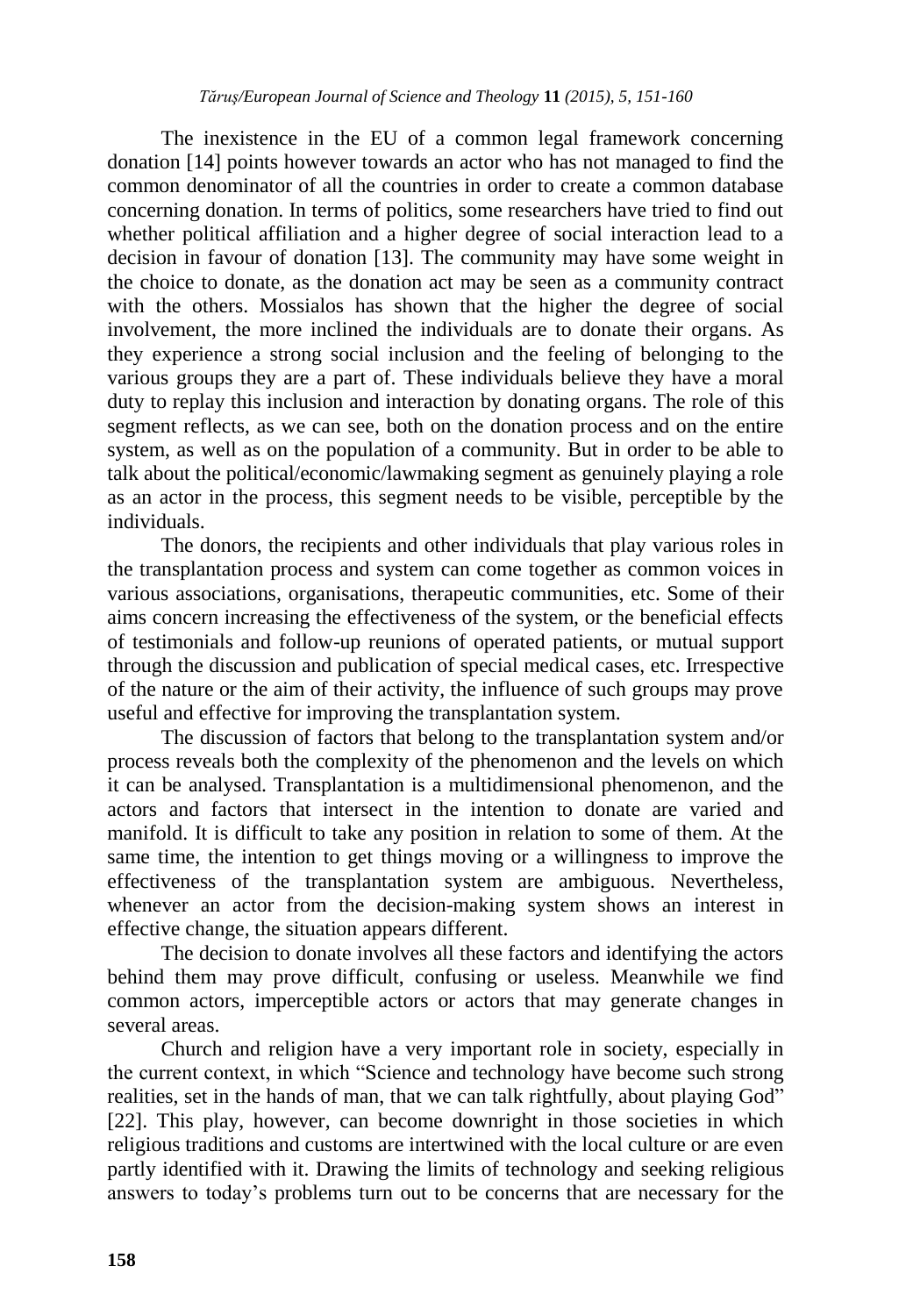The inexistence in the EU of a common legal framework concerning donation [14] points however towards an actor who has not managed to find the common denominator of all the countries in order to create a common database concerning donation. In terms of politics, some researchers have tried to find out whether political affiliation and a higher degree of social interaction lead to a decision in favour of donation [13]. The community may have some weight in the choice to donate, as the donation act may be seen as a community contract with the others. Mossialos has shown that the higher the degree of social involvement, the more inclined the individuals are to donate their organs. As they experience a strong social inclusion and the feeling of belonging to the various groups they are a part of. These individuals believe they have a moral duty to replay this inclusion and interaction by donating organs. The role of this segment reflects, as we can see, both on the donation process and on the entire system, as well as on the population of a community. But in order to be able to talk about the political/economic/lawmaking segment as genuinely playing a role as an actor in the process, this segment needs to be visible, perceptible by the individuals.

The donors, the recipients and other individuals that play various roles in the transplantation process and system can come together as common voices in various associations, organisations, therapeutic communities, etc. Some of their aims concern increasing the effectiveness of the system, or the beneficial effects of testimonials and follow-up reunions of operated patients, or mutual support through the discussion and publication of special medical cases, etc. Irrespective of the nature or the aim of their activity, the influence of such groups may prove useful and effective for improving the transplantation system.

The discussion of factors that belong to the transplantation system and/or process reveals both the complexity of the phenomenon and the levels on which it can be analysed. Transplantation is a multidimensional phenomenon, and the actors and factors that intersect in the intention to donate are varied and manifold. It is difficult to take any position in relation to some of them. At the same time, the intention to get things moving or a willingness to improve the effectiveness of the transplantation system are ambiguous. Nevertheless, whenever an actor from the decision-making system shows an interest in effective change, the situation appears different.

The decision to donate involves all these factors and identifying the actors behind them may prove difficult, confusing or useless. Meanwhile we find common actors, imperceptible actors or actors that may generate changes in several areas.

Church and religion have a very important role in society, especially in the current context, in which "Science and technology have become such strong realities, set in the hands of man, that we can talk rightfully, about playing God" [22]. This play, however, can become downright in those societies in which religious traditions and customs are intertwined with the local culture or are even partly identified with it. Drawing the limits of technology and seeking religious answers to today's problems turn out to be concerns that are necessary for the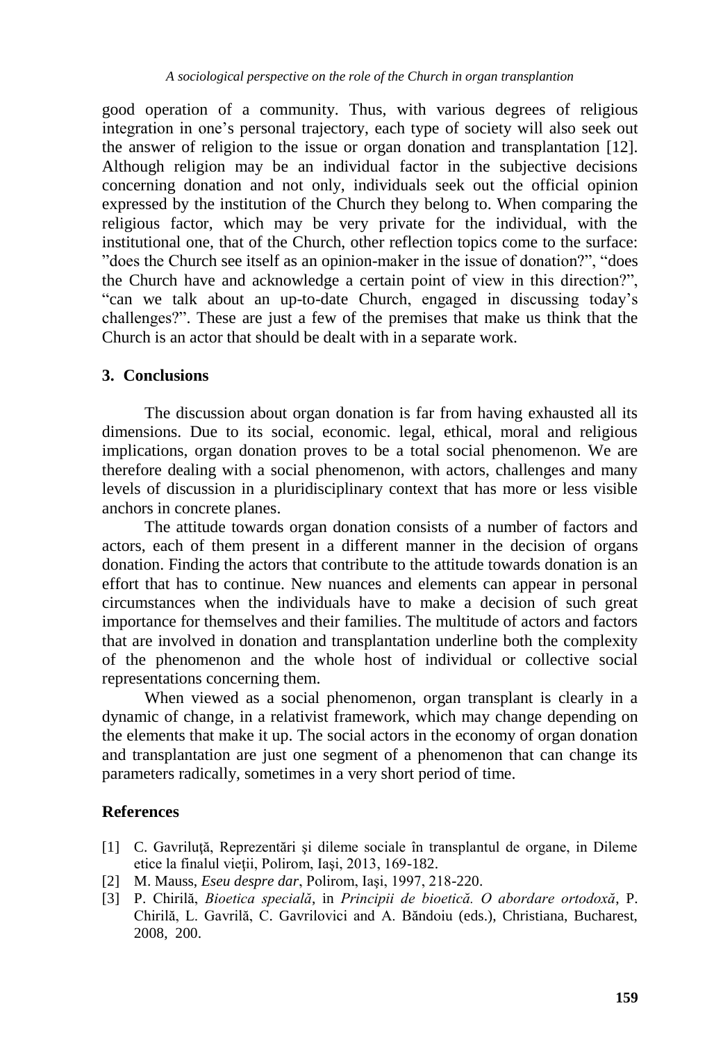good operation of a community. Thus, with various degrees of religious integration in one's personal trajectory, each type of society will also seek out the answer of religion to the issue or organ donation and transplantation [12]. Although religion may be an individual factor in the subjective decisions concerning donation and not only, individuals seek out the official opinion expressed by the institution of the Church they belong to. When comparing the religious factor, which may be very private for the individual, with the institutional one, that of the Church, other reflection topics come to the surface: "does the Church see itself as an opinion-maker in the issue of donation?", "does the Church have and acknowledge a certain point of view in this direction?", "can we talk about an up-to-date Church, engaged in discussing today's challenges?". These are just a few of the premises that make us think that the Church is an actor that should be dealt with in a separate work.

## 3. Conclusions

The discussion about organ donation is far from having exhausted all its dimensions. Due to its social, economic. legal, ethical, moral and religious implications, organ donation proves to be a total social phenomenon. We are therefore dealing with a social phenomenon, with actors, challenges and many levels of discussion in a pluridisciplinary context that has more or less visible anchors in concrete planes.

The attitude towards organ donation consists of a number of factors and actors, each of them present in a different manner in the decision of organs donation. Finding the actors that contribute to the attitude towards donation is an effort that has to continue. New nuances and elements can appear in personal circumstances when the individuals have to make a decision of such great importance for themselves and their families. The multitude of actors and factors that are involved in donation and transplantation underline both the complexity of the phenomenon and the whole host of individual or collective social representations concerning them.

When viewed as a social phenomenon, organ transplant is clearly in a dynamic of change, in a relativist framework, which may change depending on the elements that make it up. The social actors in the economy of organ donation and transplantation are just one segment of a phenomenon that can change its parameters radically, sometimes in a very short period of time.

## References

[1] C. Gavriluţă, Reprezentări şi dileme sociale în transplantul de organe, in Dileme etice la finalul vieţii, Polirom, Iaşi, 2013, 169-182.

[2] M. Mauss, *Eseu despre dar*, Polirom, Iaşi, 1997, 218-220.

[3] P. Chirilă, *Bioetica specială*, in *Principii de bioetică. O abordare ortodoxă*, P. Chirilă, L. Gavrilă, C. Gavrilovici and A. Băndoiu (eds.), Christiana, Bucharest, 2008, 200.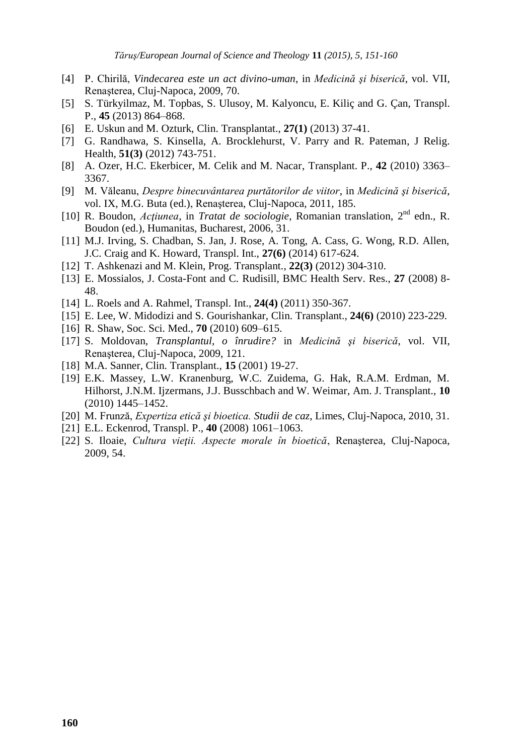[4] P. Chirilă, *Vindecarea este un act divino-uman*, in *Medicină şi biserică*, vol. VII, Renaşterea, Cluj-Napoca, 2009, 70.

[5] S. Türkyilmaz, M. Topbas, S. Ulusoy, M. Kalyoncu, E. Kiliç and G. Çan, Transpl. P., **45** (2013) 864–868.

[6] E. Uskun and M. Ozturk, Clin. Transplantat., **27(1)** (2013) 37-41.

[7] G. Randhawa, S. Kinsella, A. Brocklehurst, V. Parry and R. Pateman, J Relig. Health, **51(3)** (2012) 743-751.

[8] A. Ozer, H.C. Ekerbicer, M. Celik and M. Nacar, Transplant. P., **42** (2010) 3363–3367.

[9] M. Văleanu, *Despre binecuvântarea purtătorilor de viitor*, in *Medicină şi biserică*, vol. IX, M.G. Buta (ed.), Renaşterea, Cluj-Napoca, 2011, 185.

[10] R. Boudon, *Acţiunea*, in *Tratat de sociologie*, Romanian translation, 2nd edn., R. Boudon (ed.), Humanitas, Bucharest, 2006, 31.

[11] M.J. Irving, S. Chadban, S. Jan, J. Rose, A. Tong, A. Cass, G. Wong, R.D. Allen, J.C. Craig and K. Howard, Transpl. Int., **27(6)** (2014) 617-624.

[12] T. Ashkenazi and M. Klein, Prog. Transplant., **22(3)** (2012) 304-310.

[13] E. Mossialos, J. Costa-Font and C. Rudisill, BMC Health Serv. Res., **27** (2008) 8-48.

[14] L. Roels and A. Rahmel, Transpl. Int., **24(4)** (2011) 350-367.

[15] E. Lee, W. Midodizi and S. Gourishankar, Clin. Transplant., **24(6)** (2010) 223-229.

[16] R. Shaw, Soc. Sci. Med., **70** (2010) 609–615.

[17] S. Moldovan, *Transplantul, o înrudire?* in *Medicină şi biserică*, vol. VII, Renaşterea, Cluj-Napoca, 2009, 121.

[18] M.A. Sanner, Clin. Transplant., **15** (2001) 19-27.

[19] E.K. Massey, L.W. Kranenburg, W.C. Zuidema, G. Hak, R.A.M. Erdman, M. Hilhorst, J.N.M. Ijzermans, J.J. Busschbach and W. Weimar, Am. J. Transplant., **10** (2010) 1445–1452.

[20] M. Frunză, *Expertiza etică şi bioetica. Studii de caz*, Limes, Cluj-Napoca, 2010, 31.

[21] E.L. Eckenrod, Transpl. P., **40** (2008) 1061–1063.

[22] S. Iloaie, *Cultura vieţii. Aspecte morale în bioetică*, Renașterea, Cluj-Napoca, 2009, 54.